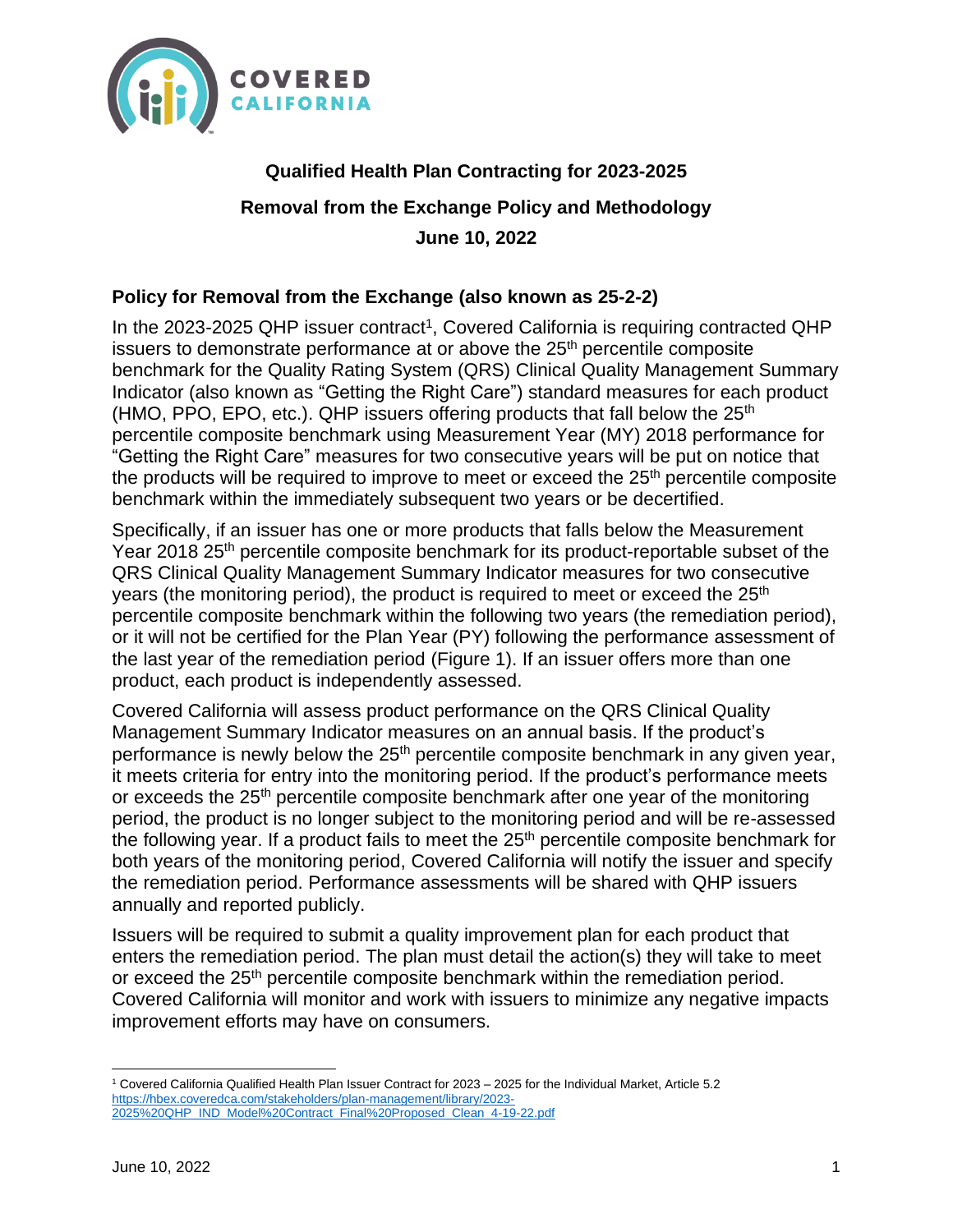COVERED CALIFORNIA

**Qualified Health Plan Contracting for 2023-2025**

**Removal from the Exchange Policy and Methodology**

**June 10, 2022**

## Policy for Removal from the Exchange (also known as 25-2-2)

In the 2023-2025 QHP issuer contract[1], Covered California is requiring contracted QHP issuers to demonstrate performance at or above the 25th percentile composite benchmark for the Quality Rating System (QRS) Clinical Quality Management Summary Indicator (also known as "Getting the Right Care") standard measures for each product (HMO, PPO, EPO, etc.). QHP issuers offering products that fall below the 25th percentile composite benchmark using Measurement Year (MY) 2018 performance for "Getting the Right Care" measures for two consecutive years will be put on notice that the products will be required to improve to meet or exceed the 25th percentile composite benchmark within the immediately subsequent two years or be decertified.

Specifically, if an issuer has one or more products that falls below the Measurement Year 2018 25th percentile composite benchmark for its product-reportable subset of the QRS Clinical Quality Management Summary Indicator measures for two consecutive years (the monitoring period), the product is required to meet or exceed the 25th percentile composite benchmark within the following two years (the remediation period), or it will not be certified for the Plan Year (PY) following the performance assessment of the last year of the remediation period (Figure 1). If an issuer offers more than one product, each product is independently assessed.

Covered California will assess product performance on the QRS Clinical Quality Management Summary Indicator measures on an annual basis. If the product's performance is newly below the 25th percentile composite benchmark in any given year, it meets criteria for entry into the monitoring period. If the product's performance meets or exceeds the 25th percentile composite benchmark after one year of the monitoring period, the product is no longer subject to the monitoring period and will be re-assessed the following year. If a product fails to meet the 25th percentile composite benchmark for both years of the monitoring period, Covered California will notify the issuer and specify the remediation period. Performance assessments will be shared with QHP issuers annually and reported publicly.

Issuers will be required to submit a quality improvement plan for each product that enters the remediation period. The plan must detail the action(s) they will take to meet or exceed the 25th percentile composite benchmark within the remediation period. Covered California will monitor and work with issuers to minimize any negative impacts improvement efforts may have on consumers.

---

[1] Covered California Qualified Health Plan Issuer Contract for 2023 – 2025 for the Individual Market, Article 5.2 https://hbex.coveredca.com/stakeholders/plan-management/library/2023-2025%20QHP_IND_Model%20Contract_Final%20Proposed_Clean_4-19-22.pdf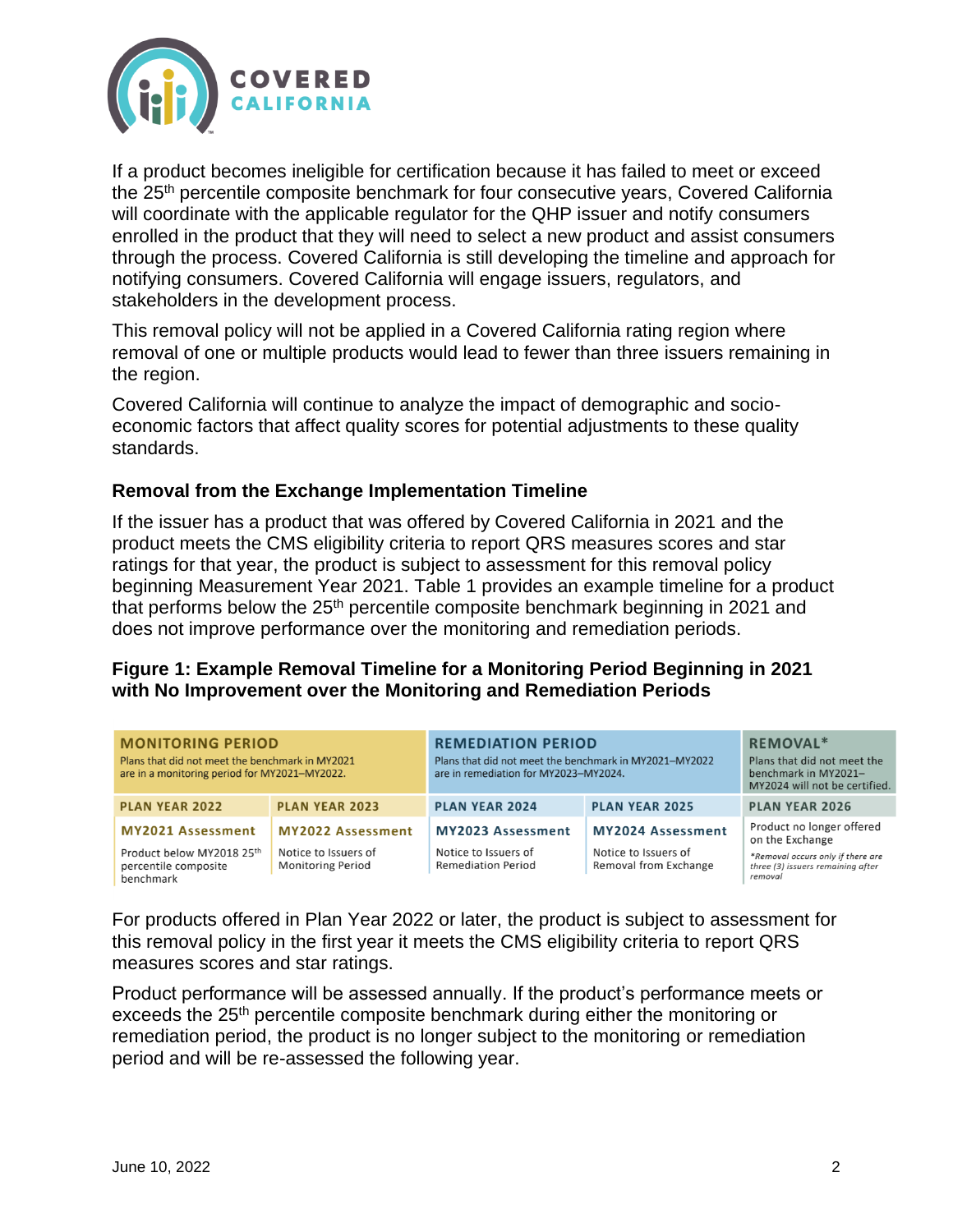If a product becomes ineligible for certification because it has failed to meet or exceed the 25th percentile composite benchmark for four consecutive years, Covered California will coordinate with the applicable regulator for the QHP issuer and notify consumers enrolled in the product that they will need to select a new product and assist consumers through the process. Covered California is still developing the timeline and approach for notifying consumers. Covered California will engage issuers, regulators, and stakeholders in the development process.

This removal policy will not be applied in a Covered California rating region where removal of one or multiple products would lead to fewer than three issuers remaining in the region.

Covered California will continue to analyze the impact of demographic and socio-economic factors that affect quality scores for potential adjustments to these quality standards.

### Removal from the Exchange Implementation Timeline

If the issuer has a product that was offered by Covered California in 2021 and the product meets the CMS eligibility criteria to report QRS measures scores and star ratings for that year, the product is subject to assessment for this removal policy beginning Measurement Year 2021. Table 1 provides an example timeline for a product that performs below the 25th percentile composite benchmark beginning in 2021 and does not improve performance over the monitoring and remediation periods.

**Figure 1: Example Removal Timeline for a Monitoring Period Beginning in 2021 with No Improvement over the Monitoring and Remediation Periods**

| MONITORING PERIOD<br>Plans that did not meet the benchmark in MY2021 are in a monitoring period for MY2021–MY2022. | | REMEDIATION PERIOD<br>Plans that did not meet the benchmark in MY2021–MY2022 are in remediation for MY2023–MY2024. | | REMOVAL*<br>Plans that did not meet the benchmark in MY2021–MY2024 will not be certified. |
|---|---|---|---|---|
| PLAN YEAR 2022 | PLAN YEAR 2023 | PLAN YEAR 2024 | PLAN YEAR 2025 | PLAN YEAR 2026 |
| MY2021 Assessment<br>Product below MY2018 25th percentile composite benchmark | MY2022 Assessment<br>Notice to Issuers of Monitoring Period | MY2023 Assessment<br>Notice to Issuers of Remediation Period | MY2024 Assessment<br>Notice to Issuers of Removal from Exchange | Product no longer offered on the Exchange<br>*Removal occurs only if there are three (3) issuers remaining after removal* |

For products offered in Plan Year 2022 or later, the product is subject to assessment for this removal policy in the first year it meets the CMS eligibility criteria to report QRS measures scores and star ratings.

Product performance will be assessed annually. If the product's performance meets or exceeds the 25th percentile composite benchmark during either the monitoring or remediation period, the product is no longer subject to the monitoring or remediation period and will be re-assessed the following year.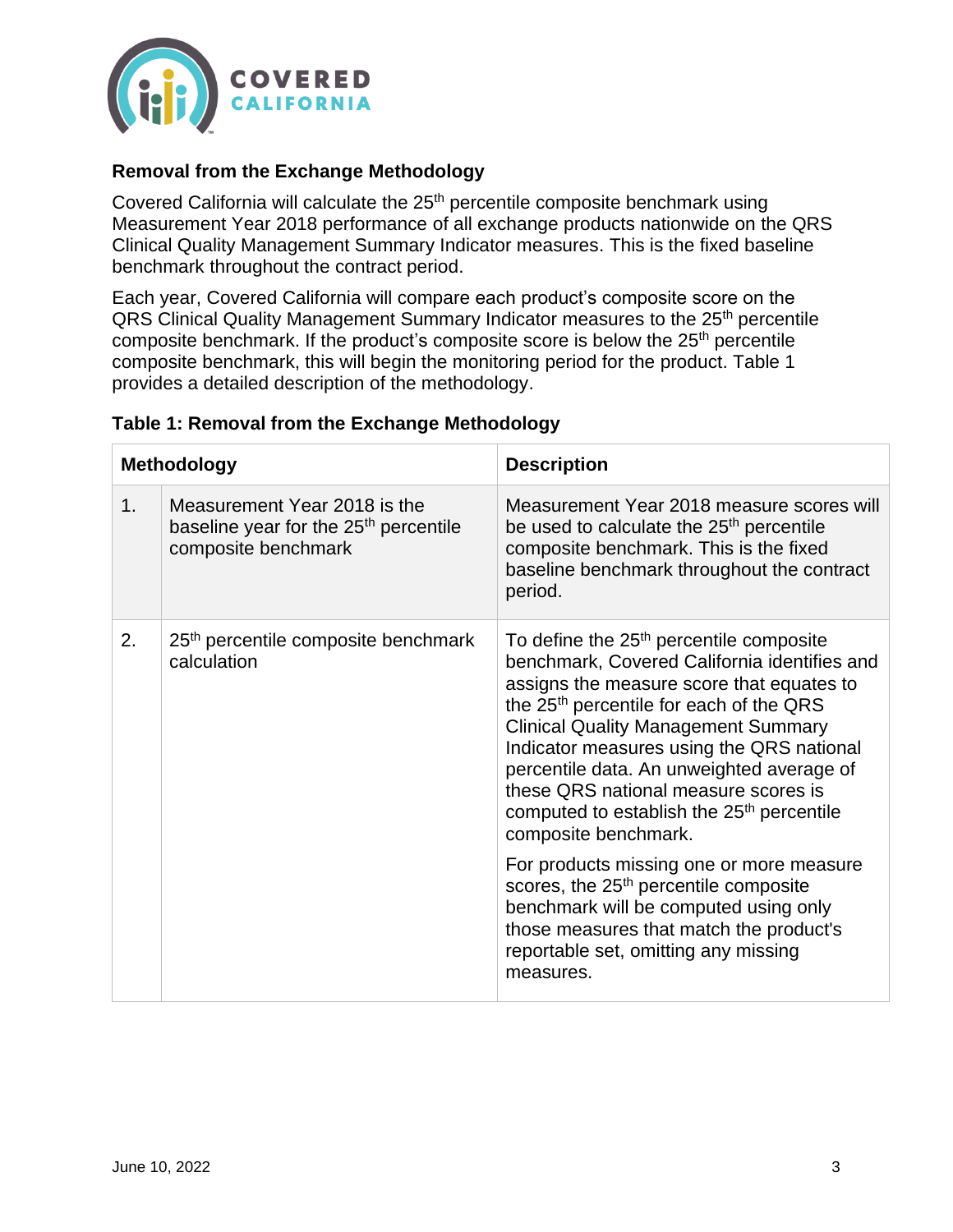## Removal from the Exchange Methodology

Covered California will calculate the 25th percentile composite benchmark using Measurement Year 2018 performance of all exchange products nationwide on the QRS Clinical Quality Management Summary Indicator measures. This is the fixed baseline benchmark throughout the contract period.

Each year, Covered California will compare each product's composite score on the QRS Clinical Quality Management Summary Indicator measures to the 25th percentile composite benchmark. If the product's composite score is below the 25th percentile composite benchmark, this will begin the monitoring period for the product. Table 1 provides a detailed description of the methodology.

**Table 1: Removal from the Exchange Methodology**

| Methodology | | Description |
|---|---|---|
| 1. | Measurement Year 2018 is the baseline year for the 25th percentile composite benchmark | Measurement Year 2018 measure scores will be used to calculate the 25th percentile composite benchmark. This is the fixed baseline benchmark throughout the contract period. |
| 2. | 25th percentile composite benchmark calculation | To define the 25th percentile composite benchmark, Covered California identifies and assigns the measure score that equates to the 25th percentile for each of the QRS Clinical Quality Management Summary Indicator measures using the QRS national percentile data. An unweighted average of these QRS national measure scores is computed to establish the 25th percentile composite benchmark.<br><br>For products missing one or more measure scores, the 25th percentile composite benchmark will be computed using only those measures that match the product's reportable set, omitting any missing measures. |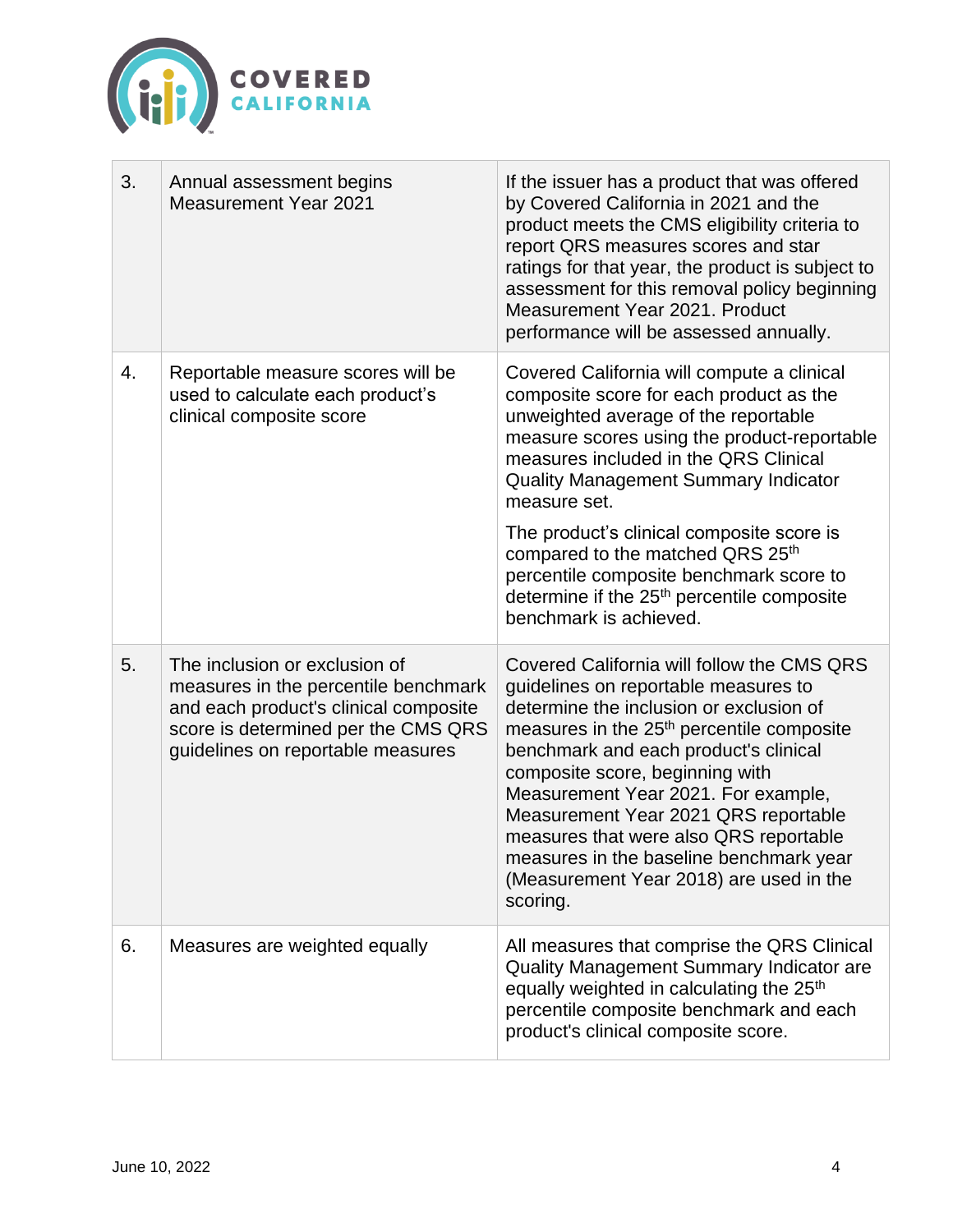| 3. | Annual assessment begins Measurement Year 2021 | If the issuer has a product that was offered by Covered California in 2021 and the product meets the CMS eligibility criteria to report QRS measures scores and star ratings for that year, the product is subject to assessment for this removal policy beginning Measurement Year 2021. Product performance will be assessed annually. |
|---|---|---|
| 4. | Reportable measure scores will be used to calculate each product's clinical composite score | Covered California will compute a clinical composite score for each product as the unweighted average of the reportable measure scores using the product-reportable measures included in the QRS Clinical Quality Management Summary Indicator measure set.<br><br>The product's clinical composite score is compared to the matched QRS 25th percentile composite benchmark score to determine if the 25th percentile composite benchmark is achieved. |
| 5. | The inclusion or exclusion of measures in the percentile benchmark and each product's clinical composite score is determined per the CMS QRS guidelines on reportable measures | Covered California will follow the CMS QRS guidelines on reportable measures to determine the inclusion or exclusion of measures in the 25th percentile composite benchmark and each product's clinical composite score, beginning with Measurement Year 2021. For example, Measurement Year 2021 QRS reportable measures that were also QRS reportable measures in the baseline benchmark year (Measurement Year 2018) are used in the scoring. |
| 6. | Measures are weighted equally | All measures that comprise the QRS Clinical Quality Management Summary Indicator are equally weighted in calculating the 25th percentile composite benchmark and each product's clinical composite score. |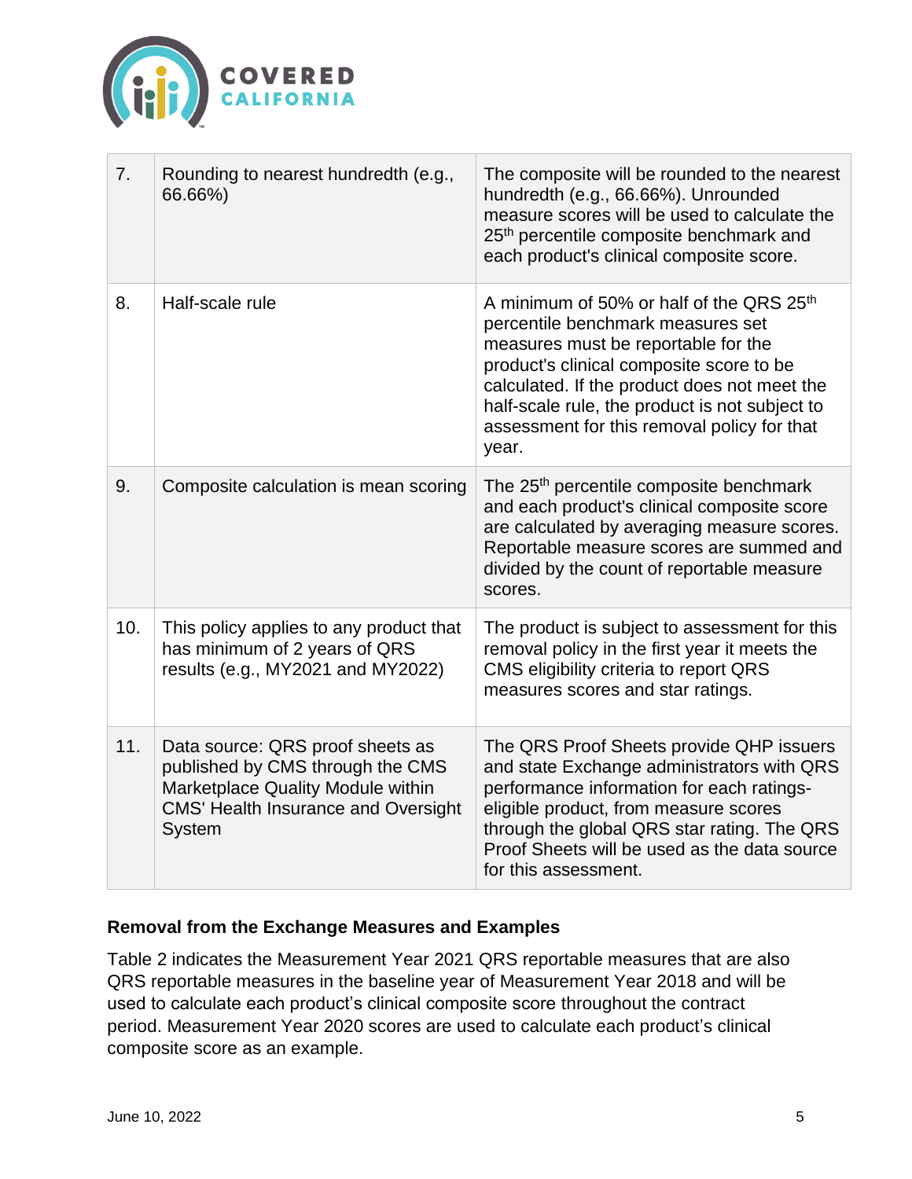| | | |
|---|---|---|
| 7. | Rounding to nearest hundredth (e.g., 66.66%) | The composite will be rounded to the nearest hundredth (e.g., 66.66%). Unrounded measure scores will be used to calculate the 25th percentile composite benchmark and each product's clinical composite score. |
| 8. | Half-scale rule | A minimum of 50% or half of the QRS 25th percentile benchmark measures set measures must be reportable for the product's clinical composite score to be calculated. If the product does not meet the half-scale rule, the product is not subject to assessment for this removal policy for that year. |
| 9. | Composite calculation is mean scoring | The 25th percentile composite benchmark and each product's clinical composite score are calculated by averaging measure scores. Reportable measure scores are summed and divided by the count of reportable measure scores. |
| 10. | This policy applies to any product that has minimum of 2 years of QRS results (e.g., MY2021 and MY2022) | The product is subject to assessment for this removal policy in the first year it meets the CMS eligibility criteria to report QRS measures scores and star ratings. |
| 11. | Data source: QRS proof sheets as published by CMS through the CMS Marketplace Quality Module within CMS' Health Insurance and Oversight System | The QRS Proof Sheets provide QHP issuers and state Exchange administrators with QRS performance information for each ratings-eligible product, from measure scores through the global QRS star rating. The QRS Proof Sheets will be used as the data source for this assessment. |

### Removal from the Exchange Measures and Examples

Table 2 indicates the Measurement Year 2021 QRS reportable measures that are also QRS reportable measures in the baseline year of Measurement Year 2018 and will be used to calculate each product's clinical composite score throughout the contract period. Measurement Year 2020 scores are used to calculate each product's clinical composite score as an example.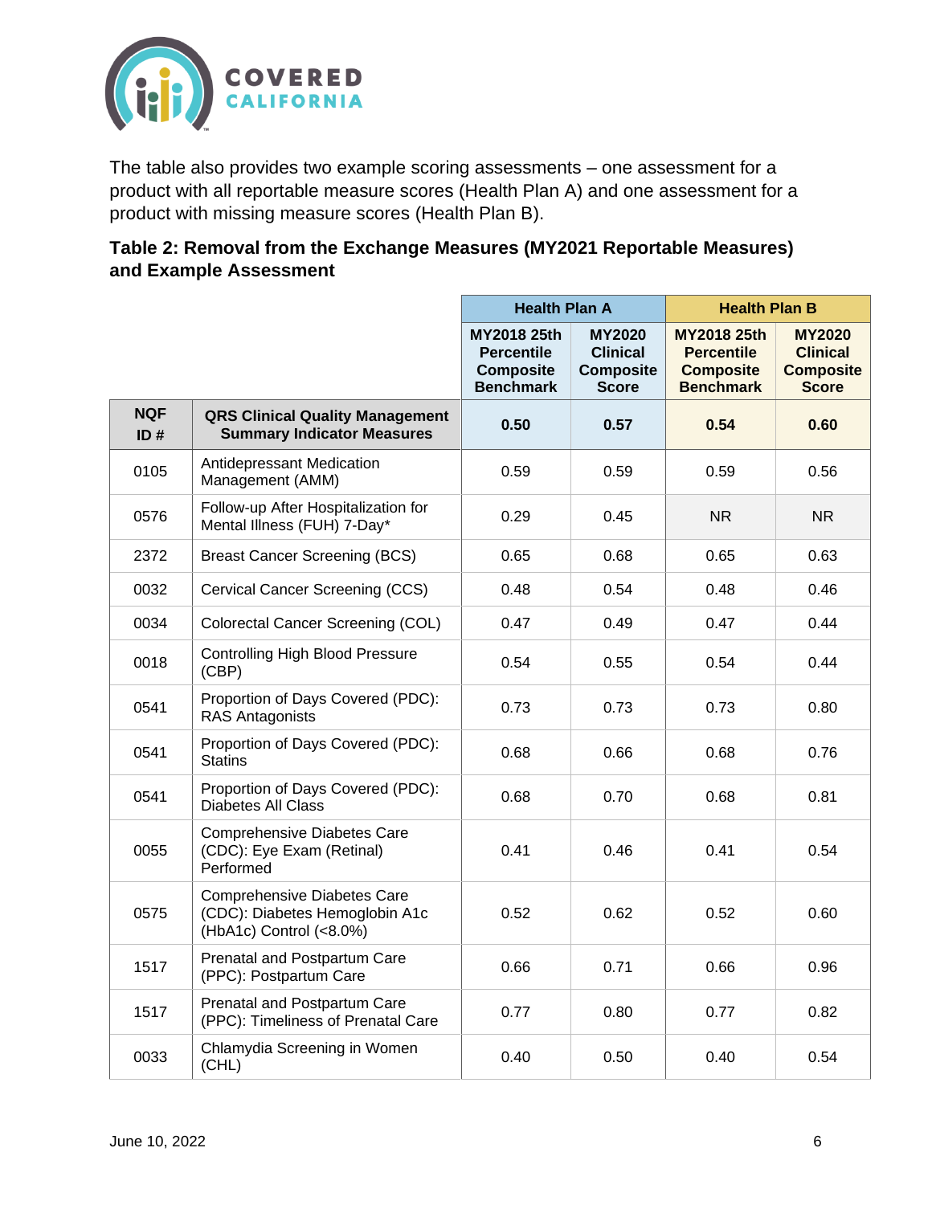The table also provides two example scoring assessments – one assessment for a product with all reportable measure scores (Health Plan A) and one assessment for a product with missing measure scores (Health Plan B).

**Table 2: Removal from the Exchange Measures (MY2021 Reportable Measures) and Example Assessment**

| | | Health Plan A | | Health Plan B | |
|---|---|---|---|---|---|
| | | MY2018 25th Percentile Composite Benchmark | MY2020 Clinical Composite Score | MY2018 25th Percentile Composite Benchmark | MY2020 Clinical Composite Score |
| **NQF ID #** | **QRS Clinical Quality Management Summary Indicator Measures** | **0.50** | **0.57** | **0.54** | **0.60** |
| 0105 | Antidepressant Medication Management (AMM) | 0.59 | 0.59 | 0.59 | 0.56 |
| 0576 | Follow-up After Hospitalization for Mental Illness (FUH) 7-Day* | 0.29 | 0.45 | NR | NR |
| 2372 | Breast Cancer Screening (BCS) | 0.65 | 0.68 | 0.65 | 0.63 |
| 0032 | Cervical Cancer Screening (CCS) | 0.48 | 0.54 | 0.48 | 0.46 |
| 0034 | Colorectal Cancer Screening (COL) | 0.47 | 0.49 | 0.47 | 0.44 |
| 0018 | Controlling High Blood Pressure (CBP) | 0.54 | 0.55 | 0.54 | 0.44 |
| 0541 | Proportion of Days Covered (PDC): RAS Antagonists | 0.73 | 0.73 | 0.73 | 0.80 |
| 0541 | Proportion of Days Covered (PDC): Statins | 0.68 | 0.66 | 0.68 | 0.76 |
| 0541 | Proportion of Days Covered (PDC): Diabetes All Class | 0.68 | 0.70 | 0.68 | 0.81 |
| 0055 | Comprehensive Diabetes Care (CDC): Eye Exam (Retinal) Performed | 0.41 | 0.46 | 0.41 | 0.54 |
| 0575 | Comprehensive Diabetes Care (CDC): Diabetes Hemoglobin A1c (HbA1c) Control (<8.0%) | 0.52 | 0.62 | 0.52 | 0.60 |
| 1517 | Prenatal and Postpartum Care (PPC): Postpartum Care | 0.66 | 0.71 | 0.66 | 0.96 |
| 1517 | Prenatal and Postpartum Care (PPC): Timeliness of Prenatal Care | 0.77 | 0.80 | 0.77 | 0.82 |
| 0033 | Chlamydia Screening in Women (CHL) | 0.40 | 0.50 | 0.40 | 0.54 |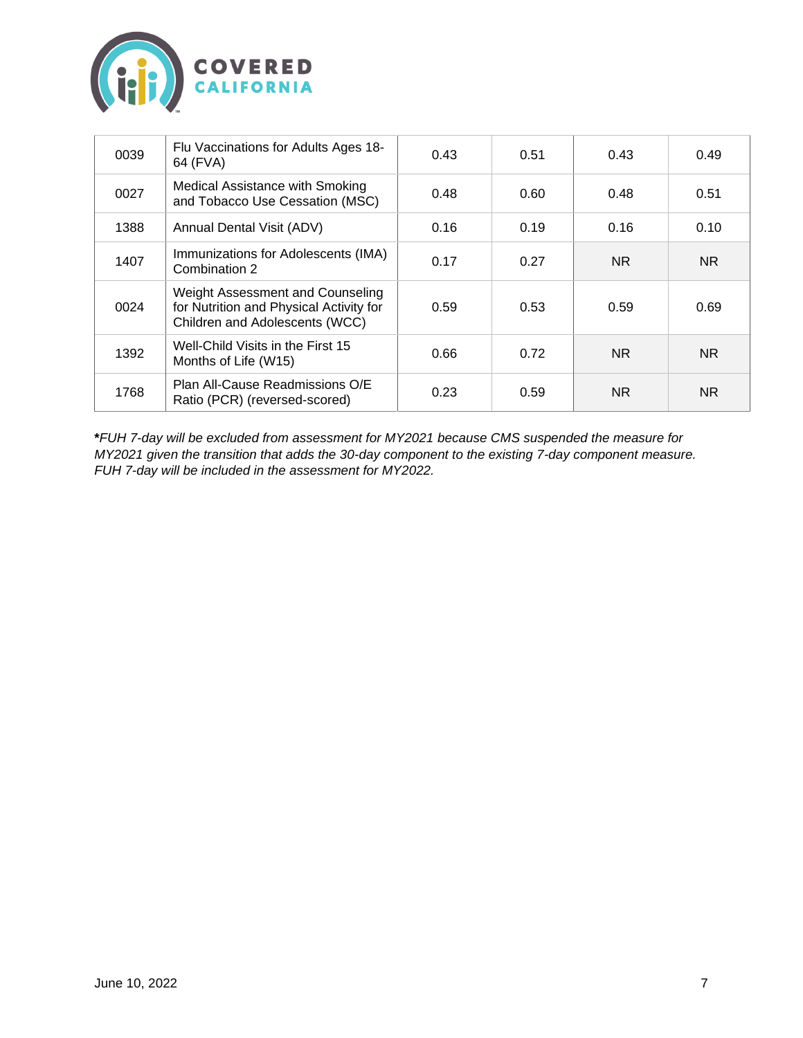| | | | | | |
|---|---|---|---|---|---|
| 0039 | Flu Vaccinations for Adults Ages 18-64 (FVA) | 0.43 | 0.51 | 0.43 | 0.49 |
| 0027 | Medical Assistance with Smoking and Tobacco Use Cessation (MSC) | 0.48 | 0.60 | 0.48 | 0.51 |
| 1388 | Annual Dental Visit (ADV) | 0.16 | 0.19 | 0.16 | 0.10 |
| 1407 | Immunizations for Adolescents (IMA) Combination 2 | 0.17 | 0.27 | NR | NR |
| 0024 | Weight Assessment and Counseling for Nutrition and Physical Activity for Children and Adolescents (WCC) | 0.59 | 0.53 | 0.59 | 0.69 |
| 1392 | Well-Child Visits in the First 15 Months of Life (W15) | 0.66 | 0.72 | NR | NR |
| 1768 | Plan All-Cause Readmissions O/E Ratio (PCR) (reversed-scored) | 0.23 | 0.59 | NR | NR |

***FUH 7-day will be excluded from assessment for MY2021 because CMS suspended the measure for MY2021 given the transition that adds the 30-day component to the existing 7-day component measure. FUH 7-day will be included in the assessment for MY2022.***

June 10, 2022